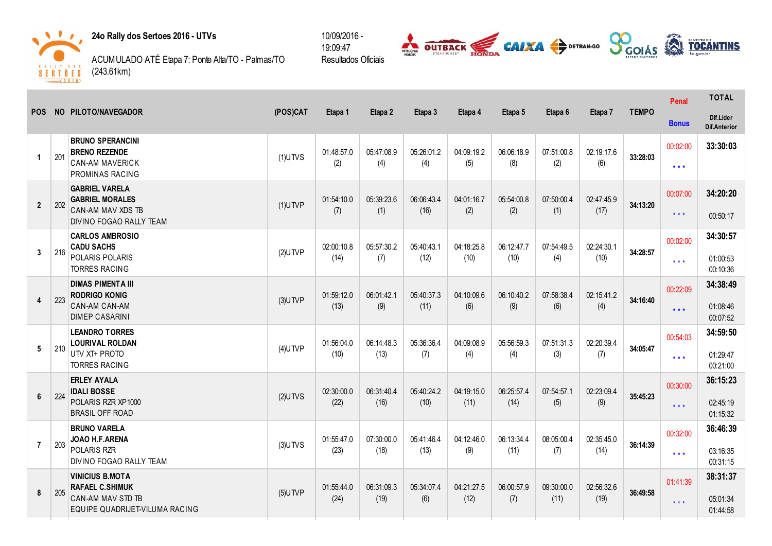**24o Rally dos Sertoes 2016 - UTVs**

ACUMULADO ATÉ Etapa 7: Ponte Alta/TO - Palmas/TO (243.61km)

10/09/2016 - 19:09:47
Resultados Oficiais

| POS | NO | PILOTO/NAVEGADOR | (POS)CAT | Etapa 1 | Etapa 2 | Etapa 3 | Etapa 4 | Etapa 5 | Etapa 6 | Etapa 7 | TEMPO | Penal / Bonus | TOTAL / Dif.Lider / Dif.Anterior |
|---|---|---|---|---|---|---|---|---|---|---|---|---|---|
| 1 | 201 | **BRUNO SPERANCINI**<br>**BRENO REZENDE**<br>CAN-AM MAVERICK<br>PROMINAS RACING | (1)UTVS | 01:48:57.0 (2) | 05:47:08.9 (4) | 05:26:01.2 (4) | 04:09:19.2 (5) | 06:06:18.9 (8) | 07:51:00.8 (2) | 02:19:17.6 (6) | 33:28:03 | 00:02:00<br>* * * | 33:30:03 |
| 2 | 202 | **GABRIEL VARELA**<br>**GABRIEL MORALES**<br>CAN-AM MAV XDS TB<br>DIVINO FOGAO RALLY TEAM | (1)UTVP | 01:54:10.0 (7) | 05:39:23.6 (1) | 06:06:43.4 (16) | 04:01:16.7 (2) | 05:54:00.8 (2) | 07:50:00.4 (1) | 02:47:45.9 (17) | 34:13:20 | 00:07:00<br>* * * | 34:20:20<br>00:50:17 |
| 3 | 216 | **CARLOS AMBROSIO**<br>**CADU SACHS**<br>POLARIS POLARIS<br>TORRES RACING | (2)UTVP | 02:00:10.8 (14) | 05:57:30.2 (7) | 05:40:43.1 (12) | 04:18:25.8 (10) | 06:12:47.7 (10) | 07:54:49.5 (4) | 02:24:30.1 (10) | 34:28:57 | 00:02:00<br>* * * | 34:30:57<br>01:00:53<br>00:10:36 |
| 4 | 223 | **DIMAS PIMENTA III**<br>**RODRIGO KONIG**<br>CAN-AM CAN-AM<br>DIMEP CASARINI | (3)UTVP | 01:59:12.0 (13) | 06:01:42.1 (9) | 05:40:37.3 (11) | 04:10:09.6 (6) | 06:10:40.2 (9) | 07:58:38.4 (6) | 02:15:41.2 (4) | 34:16:40 | 00:22:09<br>* * * | 34:38:49<br>01:08:46<br>00:07:52 |
| 5 | 210 | **LEANDRO TORRES**<br>**LOURIVAL ROLDAN**<br>UTV XT+ PROTO<br>TORRES RACING | (4)UTVP | 01:56:04.0 (10) | 06:14:48.3 (13) | 05:36:36.4 (7) | 04:09:08.9 (4) | 05:56:59.3 (4) | 07:51:31.3 (3) | 02:20:39.4 (7) | 34:05:47 | 00:54:03<br>* * * | 34:59:50<br>01:29:47<br>00:21:00 |
| 6 | 224 | **ERLEY AYALA**<br>**IDALI BOSSE**<br>POLARIS RZR XP1000<br>BRASIL OFF ROAD | (2)UTVS | 02:30:00.0 (22) | 06:31:40.4 (16) | 05:40:24.2 (10) | 04:19:15.0 (11) | 06:25:57.4 (14) | 07:54:57.1 (5) | 02:23:09.4 (9) | 35:45:23 | 00:30:00<br>* * * | 36:15:23<br>02:45:19<br>01:15:32 |
| 7 | 203 | **BRUNO VARELA**<br>**JOAO H.F.ARENA**<br>POLARIS RZR<br>DIVINO FOGAO RALLY TEAM | (3)UTVS | 01:55:47.0 (23) | 07:30:00.0 (18) | 05:41:46.4 (13) | 04:12:46.0 (9) | 06:13:34.4 (11) | 08:05:00.4 (7) | 02:35:45.0 (14) | 36:14:39 | 00:32:00<br>* * * | 36:46:39<br>03:16:35<br>00:31:15 |
| 8 | 205 | **VINICIUS B.MOTA**<br>**RAFAEL C.SHIMUK**<br>CAN-AM MAV STD TB<br>EQUIPE QUADRIJET-VILUMA RACING | (5)UTVP | 01:55:44.0 (24) | 06:31:09.3 (19) | 05:34:07.4 (6) | 04:21:27.5 (12) | 06:00:57.9 (7) | 09:30:00.0 (11) | 02:56:32.6 (19) | 36:49:58 | 01:41:39<br>* * * | 38:31:37<br>05:01:34<br>01:44:58 |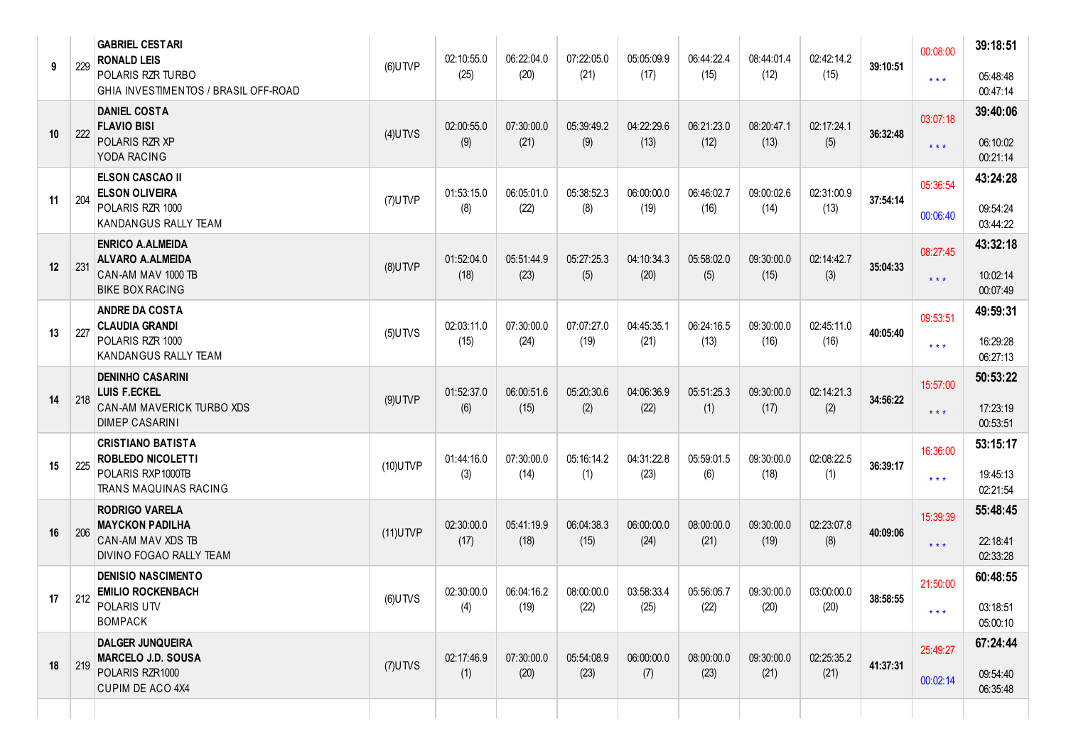| Pos | Nº | Piloto / Navegador / Veículo / Equipe | Cat | | | | | | | | Total | Penal. / Bonif. | Total Final / Dif. |
|---|---|---|---|---|---|---|---|---|---|---|---|---|---|
| 9 | 229 | **GABRIEL CESTARI**<br>**RONALD LEIS**<br>POLARIS RZR TURBO<br>GHIA INVESTIMENTOS / BRASIL OFF-ROAD | (6)UTVP | 02:10:55.0<br>(25) | 06:22:04.0<br>(20) | 07:22:05.0<br>(21) | 05:05:09.9<br>(17) | 06:44:22.4<br>(15) | 08:44:01.4<br>(12) | 02:42:14.2<br>(15) | 39:10:51 | 00:08:00<br>* * * | **39:18:51**<br>05:48:48<br>00:47:14 |
| 10 | 222 | **DANIEL COSTA**<br>**FLAVIO BISI**<br>POLARIS RZR XP<br>YODA RACING | (4)UTVS | 02:00:55.0<br>(9) | 07:30:00.0<br>(21) | 05:39:49.2<br>(9) | 04:22:29.6<br>(13) | 06:21:23.0<br>(12) | 08:20:47.1<br>(13) | 02:17:24.1<br>(5) | 36:32:48 | 03:07:18<br>* * * | **39:40:06**<br>06:10:02<br>00:21:14 |
| 11 | 204 | **ELSON CASCAO II**<br>**ELSON OLIVEIRA**<br>POLARIS RZR 1000<br>KANDANGUS RALLY TEAM | (7)UTVP | 01:53:15.0<br>(8) | 06:05:01.0<br>(22) | 05:38:52.3<br>(8) | 06:00:00.0<br>(19) | 06:46:02.7<br>(16) | 09:00:02.6<br>(14) | 02:31:00.9<br>(13) | 37:54:14 | 05:36:54<br>00:06:40 | **43:24:28**<br>09:54:24<br>03:44:22 |
| 12 | 231 | **ENRICO A.ALMEIDA**<br>**ALVARO A.ALMEIDA**<br>CAN-AM MAV 1000 TB<br>BIKE BOX RACING | (8)UTVP | 01:52:04.0<br>(18) | 05:51:44.9<br>(23) | 05:27:25.3<br>(5) | 04:10:34.3<br>(20) | 05:58:02.0<br>(5) | 09:30:00.0<br>(15) | 02:14:42.7<br>(3) | 35:04:33 | 08:27:45<br>* * * | **43:32:18**<br>10:02:14<br>00:07:49 |
| 13 | 227 | **ANDRE DA COSTA**<br>**CLAUDIA GRANDI**<br>POLARIS RZR 1000<br>KANDANGUS RALLY TEAM | (5)UTVS | 02:03:11.0<br>(15) | 07:30:00.0<br>(24) | 07:07:27.0<br>(19) | 04:45:35.1<br>(21) | 06:24:16.5<br>(13) | 09:30:00.0<br>(16) | 02:45:11.0<br>(16) | 40:05:40 | 09:53:51<br>* * * | **49:59:31**<br>16:29:28<br>06:27:13 |
| 14 | 218 | **DENINHO CASARINI**<br>**LUIS F.ECKEL**<br>CAN-AM MAVERICK TURBO XDS<br>DIMEP CASARINI | (9)UTVP | 01:52:37.0<br>(6) | 06:00:51.6<br>(15) | 05:20:30.6<br>(2) | 04:06:36.9<br>(22) | 05:51:25.3<br>(1) | 09:30:00.0<br>(17) | 02:14:21.3<br>(2) | 34:56:22 | 15:57:00<br>* * * | **50:53:22**<br>17:23:19<br>00:53:51 |
| 15 | 225 | **CRISTIANO BATISTA**<br>**ROBLEDO NICOLETTI**<br>POLARIS RXP1000TB<br>TRANS MAQUINAS RACING | (10)UTVP | 01:44:16.0<br>(3) | 07:30:00.0<br>(14) | 05:16:14.2<br>(1) | 04:31:22.8<br>(23) | 05:59:01.5<br>(6) | 09:30:00.0<br>(18) | 02:08:22.5<br>(1) | 36:39:17 | 16:36:00<br>* * * | **53:15:17**<br>19:45:13<br>02:21:54 |
| 16 | 206 | **RODRIGO VARELA**<br>**MAYCKON PADILHA**<br>CAN-AM MAV XDS TB<br>DIVINO FOGAO RALLY TEAM | (11)UTVP | 02:30:00.0<br>(17) | 05:41:19.9<br>(18) | 06:04:38.3<br>(15) | 06:00:00.0<br>(24) | 08:00:00.0<br>(21) | 09:30:00.0<br>(19) | 02:23:07.8<br>(8) | 40:09:06 | 15:39:39<br>* * * | **55:48:45**<br>22:18:41<br>02:33:28 |
| 17 | 212 | **DENISIO NASCIMENTO**<br>**EMILIO ROCKENBACH**<br>POLARIS UTV<br>BOMPACK | (6)UTVS | 02:30:00.0<br>(4) | 06:04:16.2<br>(19) | 08:00:00.0<br>(22) | 03:58:33.4<br>(25) | 05:56:05.7<br>(22) | 09:30:00.0<br>(20) | 03:00:00.0<br>(20) | 38:58:55 | 21:50:00<br>* * * | **60:48:55**<br>03:18:51<br>05:00:10 |
| 18 | 219 | **DALGER JUNQUEIRA**<br>**MARCELO J.D. SOUSA**<br>POLARIS RZR1000<br>CUPIM DE ACO 4X4 | (7)UTVS | 02:17:46.9<br>(1) | 07:30:00.0<br>(20) | 05:54:08.9<br>(23) | 06:00:00.0<br>(7) | 08:00:00.0<br>(23) | 09:30:00.0<br>(21) | 02:25:35.2<br>(21) | 41:37:31 | 25:49:27<br>00:02:14 | **67:24:44**<br>09:54:40<br>06:35:48 |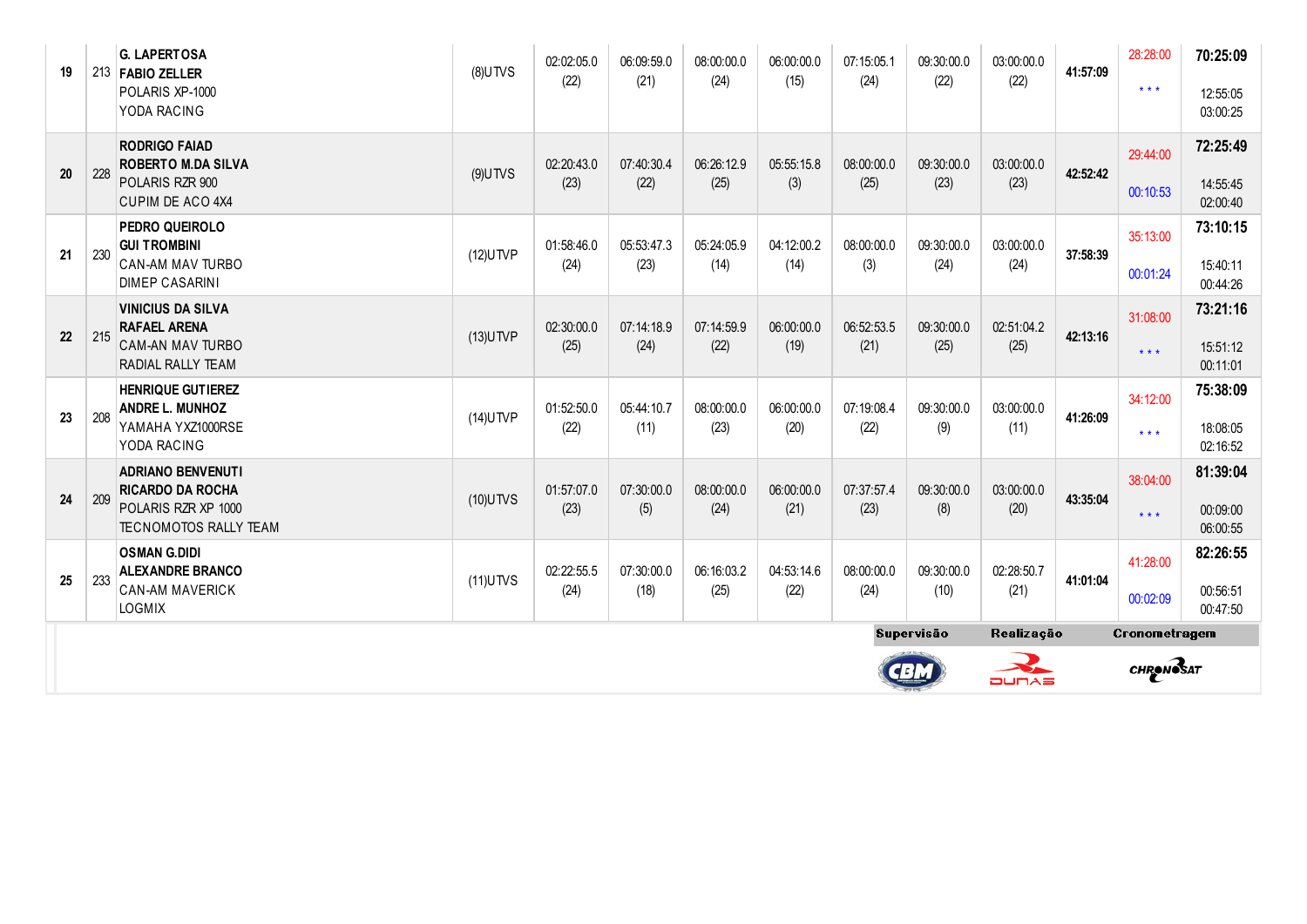| | | | | | | | | | | | | | |
|---|---|---|---|---|---|---|---|---|---|---|---|---|---|
| 19 | 213 | **G. LAPERTOSA**<br>**FABIO ZELLER**<br>POLARIS XP-1000<br>YODA RACING | (8)UTVS | 02:02:05.0<br>(22) | 06:09:59.0<br>(21) | 08:00:00.0<br>(24) | 06:00:00.0<br>(15) | 07:15:05.1<br>(24) | 09:30:00.0<br>(22) | 03:00:00.0<br>(22) | **41:57:09** | 28:28:00<br>* * * | **70:25:09**<br>12:55:05<br>03:00:25 |
| 20 | 228 | **RODRIGO FAIAD**<br>**ROBERTO M.DA SILVA**<br>POLARIS RZR 900<br>CUPIM DE ACO 4X4 | (9)UTVS | 02:20:43.0<br>(23) | 07:40:30.4<br>(22) | 06:26:12.9<br>(25) | 05:55:15.8<br>(3) | 08:00:00.0<br>(25) | 09:30:00.0<br>(23) | 03:00:00.0<br>(23) | **42:52:42** | 29:44:00<br>00:10:53 | **72:25:49**<br>14:55:45<br>02:00:40 |
| 21 | 230 | **PEDRO QUEIROLO**<br>**GUI TROMBINI**<br>CAN-AM MAV TURBO<br>DIMEP CASARINI | (12)UTVP | 01:58:46.0<br>(24) | 05:53:47.3<br>(23) | 05:24:05.9<br>(14) | 04:12:00.2<br>(14) | 08:00:00.0<br>(3) | 09:30:00.0<br>(24) | 03:00:00.0<br>(24) | **37:58:39** | 35:13:00<br>00:01:24 | **73:10:15**<br>15:40:11<br>00:44:26 |
| 22 | 215 | **VINICIUS DA SILVA**<br>**RAFAEL ARENA**<br>CAM-AN MAV TURBO<br>RADIAL RALLY TEAM | (13)UTVP | 02:30:00.0<br>(25) | 07:14:18.9<br>(24) | 07:14:59.9<br>(22) | 06:00:00.0<br>(19) | 06:52:53.5<br>(21) | 09:30:00.0<br>(25) | 02:51:04.2<br>(25) | **42:13:16** | 31:08:00<br>* * * | **73:21:16**<br>15:51:12<br>00:11:01 |
| 23 | 208 | **HENRIQUE GUTIEREZ**<br>**ANDRE L. MUNHOZ**<br>YAMAHA YXZ1000RSE<br>YODA RACING | (14)UTVP | 01:52:50.0<br>(22) | 05:44:10.7<br>(11) | 08:00:00.0<br>(23) | 06:00:00.0<br>(20) | 07:19:08.4<br>(22) | 09:30:00.0<br>(9) | 03:00:00.0<br>(11) | **41:26:09** | 34:12:00<br>* * * | **75:38:09**<br>18:08:05<br>02:16:52 |
| 24 | 209 | **ADRIANO BENVENUTI**<br>**RICARDO DA ROCHA**<br>POLARIS RZR XP 1000<br>TECNOMOTOS RALLY TEAM | (10)UTVS | 01:57:07.0<br>(23) | 07:30:00.0<br>(5) | 08:00:00.0<br>(24) | 06:00:00.0<br>(21) | 07:37:57.4<br>(23) | 09:30:00.0<br>(8) | 03:00:00.0<br>(20) | **43:35:04** | 38:04:00<br>* * * | **81:39:04**<br>00:09:00<br>06:00:55 |
| 25 | 233 | **OSMAN G.DIDI**<br>**ALEXANDRE BRANCO**<br>CAN-AM MAVERICK<br>LOGMIX | (11)UTVS | 02:22:55.5<br>(24) | 07:30:00.0<br>(18) | 06:16:03.2<br>(25) | 04:53:14.6<br>(22) | 08:00:00.0<br>(24) | 09:30:00.0<br>(10) | 02:28:50.7<br>(21) | **41:01:04** | 41:28:00<br>00:02:09 | **82:26:55**<br>00:56:51<br>00:47:50 |

**Supervisão** CBM **Realização** DUNAS **Cronometragem** CHRONOSAT